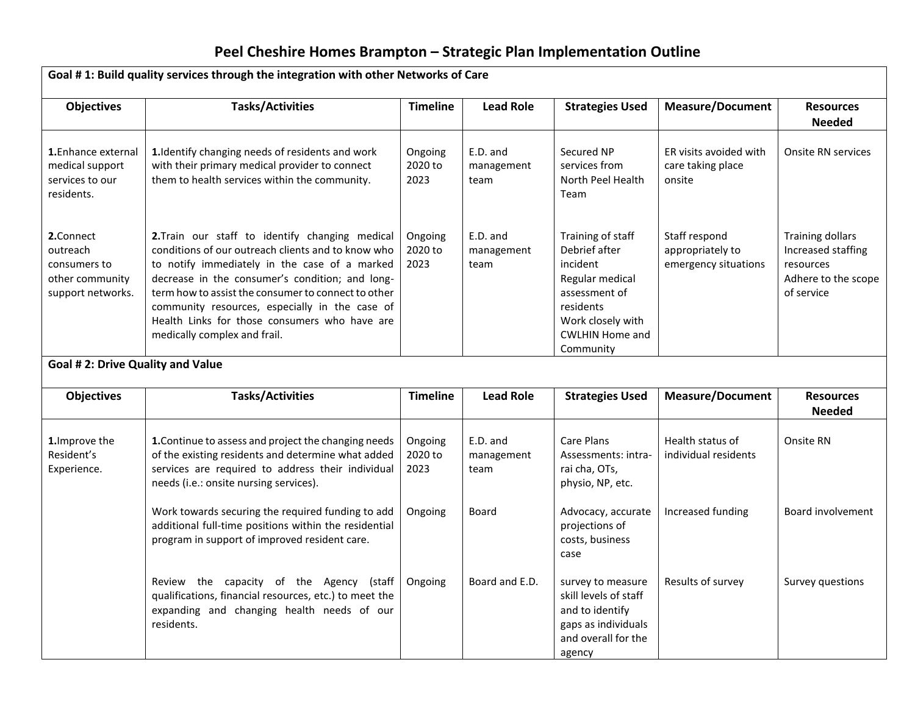# Peel Cheshire Homes Brampton – Strategic Plan Implementation Outline

| Goal # 1: Build quality services through the integration with other Networks of Care | | | | | | |
|---|---|---|---|---|---|---|
| **Objectives** | **Tasks/Activities** | **Timeline** | **Lead Role** | **Strategies Used** | **Measure/Document** | **Resources Needed** |
| **1.**Enhance external medical support services to our residents. | **1.**Identify changing needs of residents and work with their primary medical provider to connect them to health services within the community. | Ongoing 2020 to 2023 | E.D. and management team | Secured NP services from North Peel Health Team | ER visits avoided with care taking place onsite | Onsite RN services |
| **2.**Connect outreach consumers to other community support networks. | **2.**Train our staff to identify changing medical conditions of our outreach clients and to know who to notify immediately in the case of a marked decrease in the consumer's condition; and long-term how to assist the consumer to connect to other community resources, especially in the case of Health Links for those consumers who have are medically complex and frail. | Ongoing 2020 to 2023 | E.D. and management team | Training of staff<br>Debrief after incident<br>Regular medical assessment of residents<br>Work closely with CWLHIN Home and Community | Staff respond appropriately to emergency situations | Training dollars<br>Increased staffing resources<br>Adhere to the scope of service |

| Goal # 2: Drive Quality and Value | | | | | | |
|---|---|---|---|---|---|---|
| **Objectives** | **Tasks/Activities** | **Timeline** | **Lead Role** | **Strategies Used** | **Measure/Document** | **Resources Needed** |
| **1.**Improve the Resident's Experience. | **1.**Continue to assess and project the changing needs of the existing residents and determine what added services are required to address their individual needs (i.e.: onsite nursing services). | Ongoing 2020 to 2023 | E.D. and management team | Care Plans<br>Assessments: intra-rai cha, OTs, physio, NP, etc. | Health status of individual residents | Onsite RN |
| | Work towards securing the required funding to add additional full-time positions within the residential program in support of improved resident care. | Ongoing | Board | Advocacy, accurate projections of costs, business case | Increased funding | Board involvement |
| | Review the capacity of the Agency (staff qualifications, financial resources, etc.) to meet the expanding and changing health needs of our residents. | Ongoing | Board and E.D. | survey to measure skill levels of staff and to identify gaps as individuals and overall for the agency | Results of survey | Survey questions |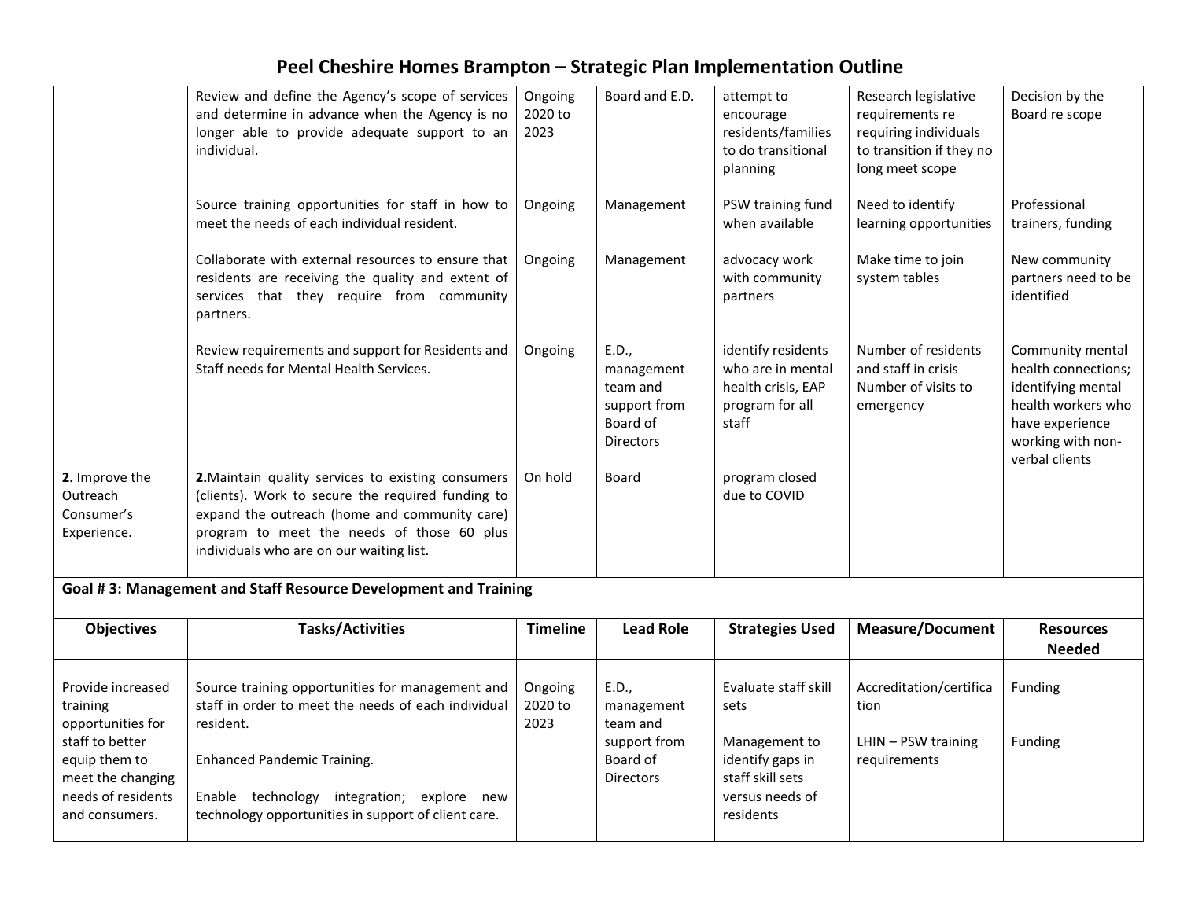# Peel Cheshire Homes Brampton – Strategic Plan Implementation Outline

| | | | | | | |
|---|---|---|---|---|---|---|
| | Review and define the Agency's scope of services and determine in advance when the Agency is no longer able to provide adequate support to an individual. | Ongoing 2020 to 2023 | Board and E.D. | attempt to encourage residents/families to do transitional planning | Research legislative requirements re requiring individuals to transition if they no long meet scope | Decision by the Board re scope |
| | Source training opportunities for staff in how to meet the needs of each individual resident. | Ongoing | Management | PSW training fund when available | Need to identify learning opportunities | Professional trainers, funding |
| | Collaborate with external resources to ensure that residents are receiving the quality and extent of services that they require from community partners. | Ongoing | Management | advocacy work with community partners | Make time to join system tables | New community partners need to be identified |
| | Review requirements and support for Residents and Staff needs for Mental Health Services. | Ongoing | E.D., management team and support from Board of Directors | identify residents who are in mental health crisis, EAP program for all staff | Number of residents and staff in crisis Number of visits to emergency | Community mental health connections; identifying mental health workers who have experience working with non-verbal clients |
| **2.** Improve the Outreach Consumer's Experience. | **2.**Maintain quality services to existing consumers (clients). Work to secure the required funding to expand the outreach (home and community care) program to meet the needs of those 60 plus individuals who are on our waiting list. | On hold | Board | program closed due to COVID | | |

**Goal # 3: Management and Staff Resource Development and Training**

| Objectives | Tasks/Activities | Timeline | Lead Role | Strategies Used | Measure/Document | Resources Needed |
|---|---|---|---|---|---|---|
| Provide increased training opportunities for staff to better equip them to meet the changing needs of residents and consumers. | Source training opportunities for management and staff in order to meet the needs of each individual resident.<br><br>Enhanced Pandemic Training.<br><br>Enable technology integration; explore new technology opportunities in support of client care. | Ongoing 2020 to 2023 | E.D., management team and support from Board of Directors | Evaluate staff skill sets<br><br>Management to identify gaps in staff skill sets versus needs of residents | Accreditation/certification<br><br>LHIN – PSW training requirements | Funding<br><br>Funding |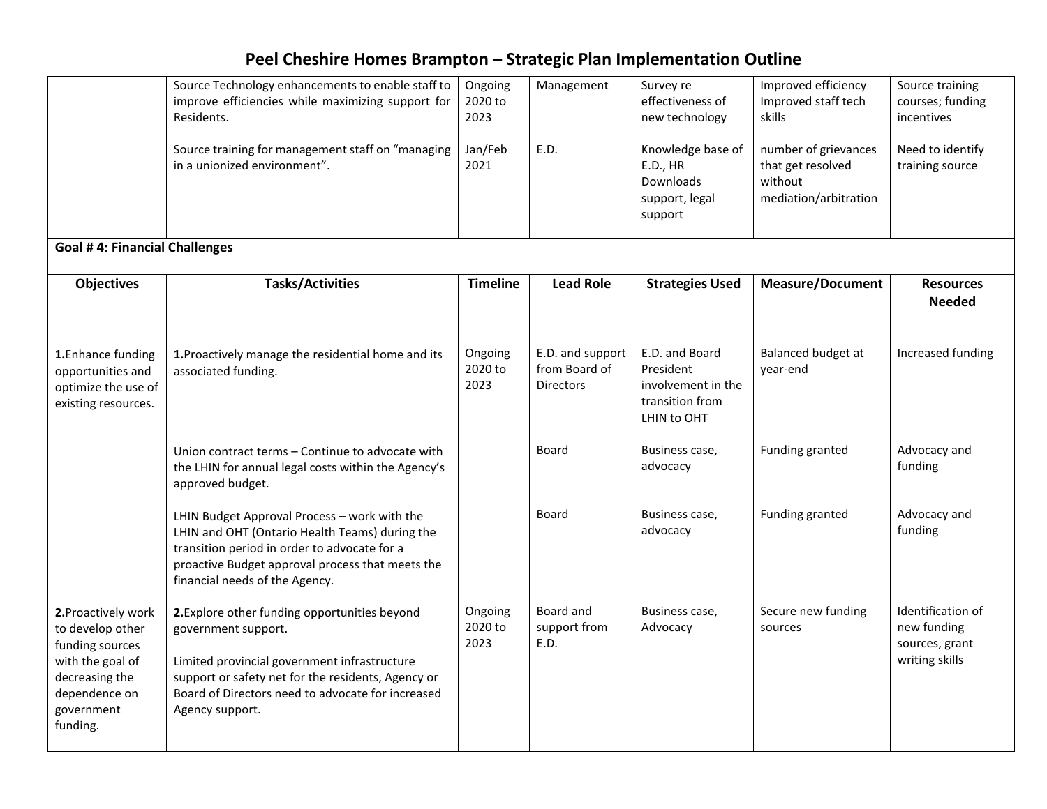# Peel Cheshire Homes Brampton – Strategic Plan Implementation Outline

| Objectives | Tasks/Activities | Timeline | Lead Role | Strategies Used | Measure/Document | Resources Needed |
|---|---|---|---|---|---|---|
| | Source Technology enhancements to enable staff to improve efficiencies while maximizing support for Residents. | Ongoing 2020 to 2023 | Management | Survey re effectiveness of new technology | Improved efficiency Improved staff tech skills | Source training courses; funding incentives |
| | Source training for management staff on "managing in a unionized environment". | Jan/Feb 2021 | E.D. | Knowledge base of E.D., HR Downloads support, legal support | number of grievances that get resolved without mediation/arbitration | Need to identify training source |
| **Goal # 4: Financial Challenges** | | | | | | |
| **Objectives** | **Tasks/Activities** | **Timeline** | **Lead Role** | **Strategies Used** | **Measure/Document** | **Resources Needed** |
| **1.**Enhance funding opportunities and optimize the use of existing resources. | **1.**Proactively manage the residential home and its associated funding. | Ongoing 2020 to 2023 | E.D. and support from Board of Directors | E.D. and Board President involvement in the transition from LHIN to OHT | Balanced budget at year-end | Increased funding |
| | Union contract terms – Continue to advocate with the LHIN for annual legal costs within the Agency's approved budget. | | Board | Business case, advocacy | Funding granted | Advocacy and funding |
| | LHIN Budget Approval Process – work with the LHIN and OHT (Ontario Health Teams) during the transition period in order to advocate for a proactive Budget approval process that meets the financial needs of the Agency. | | Board | Business case, advocacy | Funding granted | Advocacy and funding |
| **2.**Proactively work to develop other funding sources with the goal of decreasing the dependence on government funding. | **2.**Explore other funding opportunities beyond government support.<br><br>Limited provincial government infrastructure support or safety net for the residents, Agency or Board of Directors need to advocate for increased Agency support. | Ongoing 2020 to 2023 | Board and support from E.D. | Business case, Advocacy | Secure new funding sources | Identification of new funding sources, grant writing skills |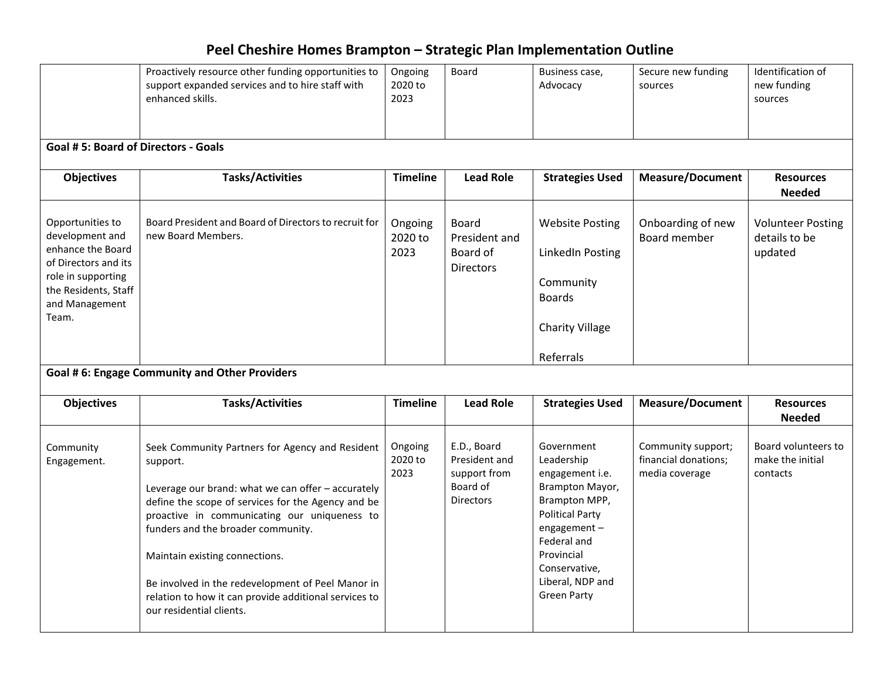# Peel Cheshire Homes Brampton – Strategic Plan Implementation Outline

| | | | | | | |
|---|---|---|---|---|---|---|
| | Proactively resource other funding opportunities to support expanded services and to hire staff with enhanced skills. | Ongoing 2020 to 2023 | Board | Business case, Advocacy | Secure new funding sources | Identification of new funding sources |

**Goal # 5: Board of Directors - Goals**

| Objectives | Tasks/Activities | Timeline | Lead Role | Strategies Used | Measure/Document | Resources Needed |
|---|---|---|---|---|---|---|
| Opportunities to development and enhance the Board of Directors and its role in supporting the Residents, Staff and Management Team. | Board President and Board of Directors to recruit for new Board Members. | Ongoing 2020 to 2023 | Board President and Board of Directors | Website Posting<br><br>LinkedIn Posting<br><br>Community Boards<br><br>Charity Village<br><br>Referrals | Onboarding of new Board member | Volunteer Posting details to be updated |

**Goal # 6: Engage Community and Other Providers**

| Objectives | Tasks/Activities | Timeline | Lead Role | Strategies Used | Measure/Document | Resources Needed |
|---|---|---|---|---|---|---|
| Community Engagement. | Seek Community Partners for Agency and Resident support.<br><br>Leverage our brand: what we can offer – accurately define the scope of services for the Agency and be proactive in communicating our uniqueness to funders and the broader community.<br><br>Maintain existing connections.<br><br>Be involved in the redevelopment of Peel Manor in relation to how it can provide additional services to our residential clients. | Ongoing 2020 to 2023 | E.D., Board President and support from Board of Directors | Government Leadership engagement i.e. Brampton Mayor, Brampton MPP, Political Party engagement – Federal and Provincial Conservative, Liberal, NDP and Green Party | Community support; financial donations; media coverage | Board volunteers to make the initial contacts |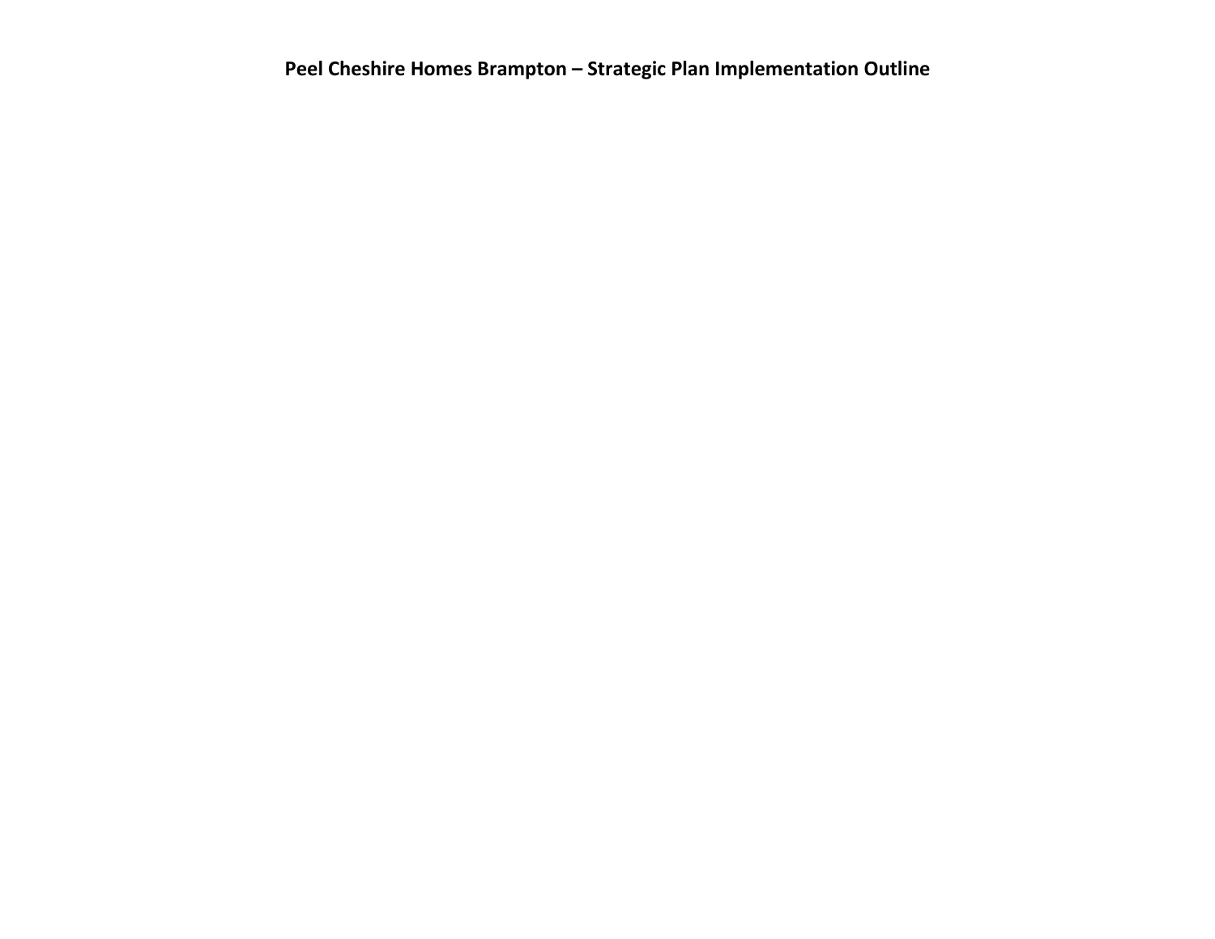# Peel Cheshire Homes Brampton – Strategic Plan Implementation Outline